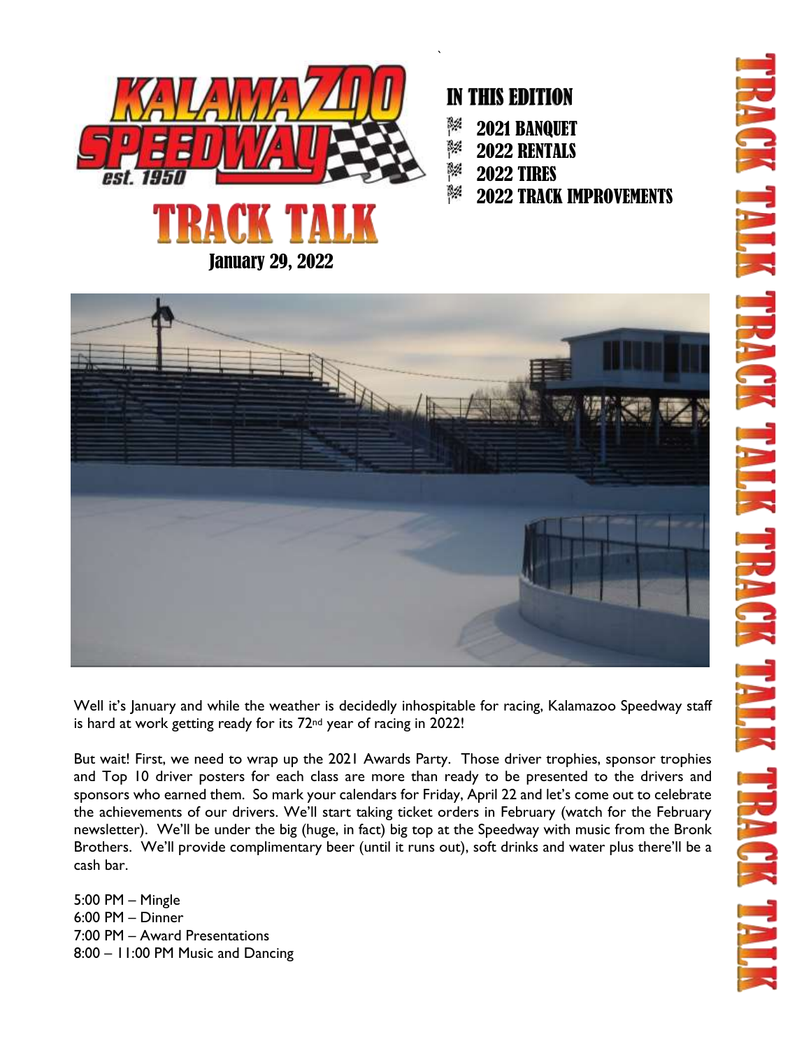# TRACK TALK

January 29, 2022

## IN THIS EDITION

- 2021 BANQUET
- 2022 RENTALS
- 2022 TIRES
- 2022 TRACK IMPROVEMENTS

Well it's January and while the weather is decidedly inhospitable for racing, Kalamazoo Speedway staff is hard at work getting ready for its 72nd year of racing in 2022!

But wait! First, we need to wrap up the 2021 Awards Party. Those driver trophies, sponsor trophies and Top 10 driver posters for each class are more than ready to be presented to the drivers and sponsors who earned them. So mark your calendars for Friday, April 22 and let's come out to celebrate the achievements of our drivers. We'll start taking ticket orders in February (watch for the February newsletter). We'll be under the big (huge, in fact) big top at the Speedway with music from the Bronk Brothers. We'll provide complimentary beer (until it runs out), soft drinks and water plus there'll be a cash bar.

5:00 PM – Mingle
6:00 PM – Dinner
7:00 PM – Award Presentations
8:00 – 11:00 PM Music and Dancing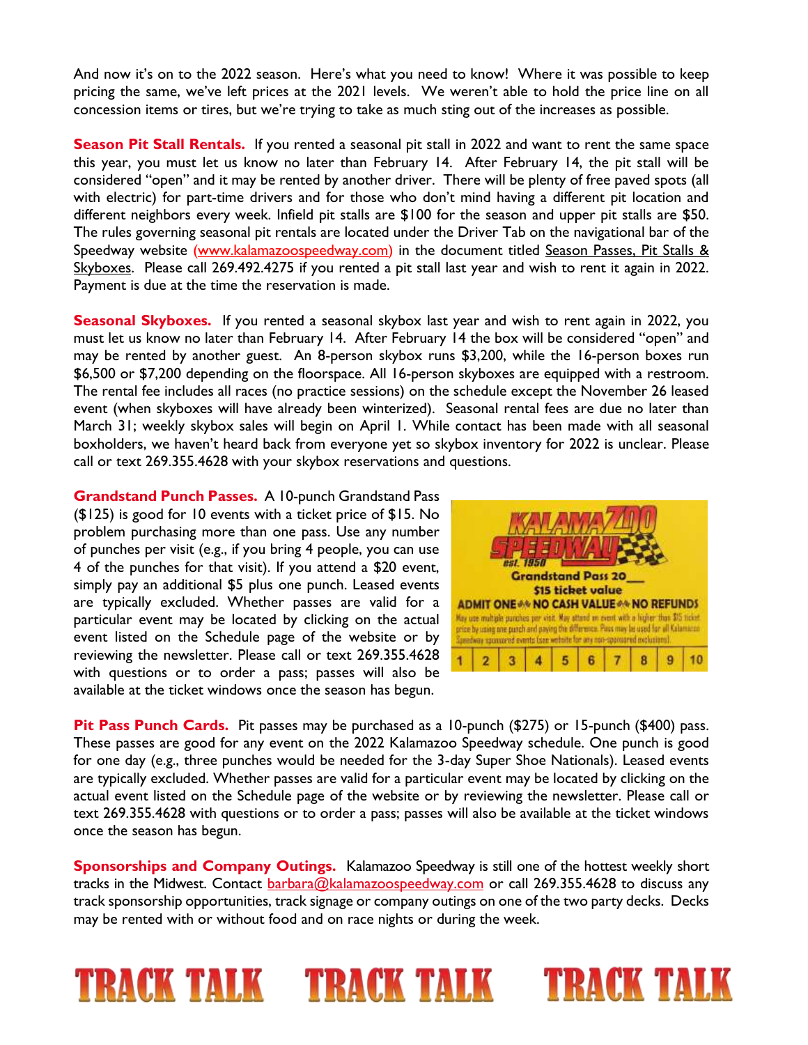And now it's on to the 2022 season. Here's what you need to know! Where it was possible to keep pricing the same, we've left prices at the 2021 levels. We weren't able to hold the price line on all concession items or tires, but we're trying to take as much sting out of the increases as possible.

**Season Pit Stall Rentals.** If you rented a seasonal pit stall in 2022 and want to rent the same space this year, you must let us know no later than February 14. After February 14, the pit stall will be considered "open" and it may be rented by another driver. There will be plenty of free paved spots (all with electric) for part-time drivers and for those who don't mind having a different pit location and different neighbors every week. Infield pit stalls are $100 for the season and upper pit stalls are $50. The rules governing seasonal pit rentals are located under the Driver Tab on the navigational bar of the Speedway website (www.kalamazoospeedway.com) in the document titled Season Passes, Pit Stalls & Skyboxes. Please call 269.492.4275 if you rented a pit stall last year and wish to rent it again in 2022. Payment is due at the time the reservation is made.

**Seasonal Skyboxes.** If you rented a seasonal skybox last year and wish to rent again in 2022, you must let us know no later than February 14. After February 14 the box will be considered "open" and may be rented by another guest. An 8-person skybox runs $3,200, while the 16-person boxes run $6,500 or $7,200 depending on the floorspace. All 16-person skyboxes are equipped with a restroom. The rental fee includes all races (no practice sessions) on the schedule except the November 26 leased event (when skyboxes will have already been winterized). Seasonal rental fees are due no later than March 31; weekly skybox sales will begin on April 1. While contact has been made with all seasonal boxholders, we haven't heard back from everyone yet so skybox inventory for 2022 is unclear. Please call or text 269.355.4628 with your skybox reservations and questions.

**Grandstand Punch Passes.** A 10-punch Grandstand Pass ($125) is good for 10 events with a ticket price of $15. No problem purchasing more than one pass. Use any number of punches per visit (e.g., if you bring 4 people, you can use 4 of the punches for that visit). If you attend a $20 event, simply pay an additional $5 plus one punch. Leased events are typically excluded. Whether passes are valid for a particular event may be located by clicking on the actual event listed on the Schedule page of the website or by reviewing the newsletter. Please call or text 269.355.4628 with questions or to order a pass; passes will also be available at the ticket windows once the season has begun.

KALAMAZOO SPEEDWAY est. 1950
Grandstand Pass 20__
$15 ticket value
ADMIT ONE ** NO CASH VALUE ** NO REFUNDS
May use multiple punches per visit. May attend an event with a higher than $15 ticket price by using one punch and paying the difference. Pass may be used for all Kalamazoo Speedway sponsored events (see website for any non-sponsored exclusions).

| 1 | 2 | 3 | 4 | 5 | 6 | 7 | 8 | 9 | 10 |
|---|---|---|---|---|---|---|---|---|---|

**Pit Pass Punch Cards.** Pit passes may be purchased as a 10-punch ($275) or 15-punch ($400) pass. These passes are good for any event on the 2022 Kalamazoo Speedway schedule. One punch is good for one day (e.g., three punches would be needed for the 3-day Super Shoe Nationals). Leased events are typically excluded. Whether passes are valid for a particular event may be located by clicking on the actual event listed on the Schedule page of the website or by reviewing the newsletter. Please call or text 269.355.4628 with questions or to order a pass; passes will also be available at the ticket windows once the season has begun.

**Sponsorships and Company Outings.** Kalamazoo Speedway is still one of the hottest weekly short tracks in the Midwest. Contact barbara@kalamazoospeedway.com or call 269.355.4628 to discuss any track sponsorship opportunities, track signage or company outings on one of the two party decks. Decks may be rented with or without food and on race nights or during the week.

TRACK TALK TRACK TALK TRACK TALK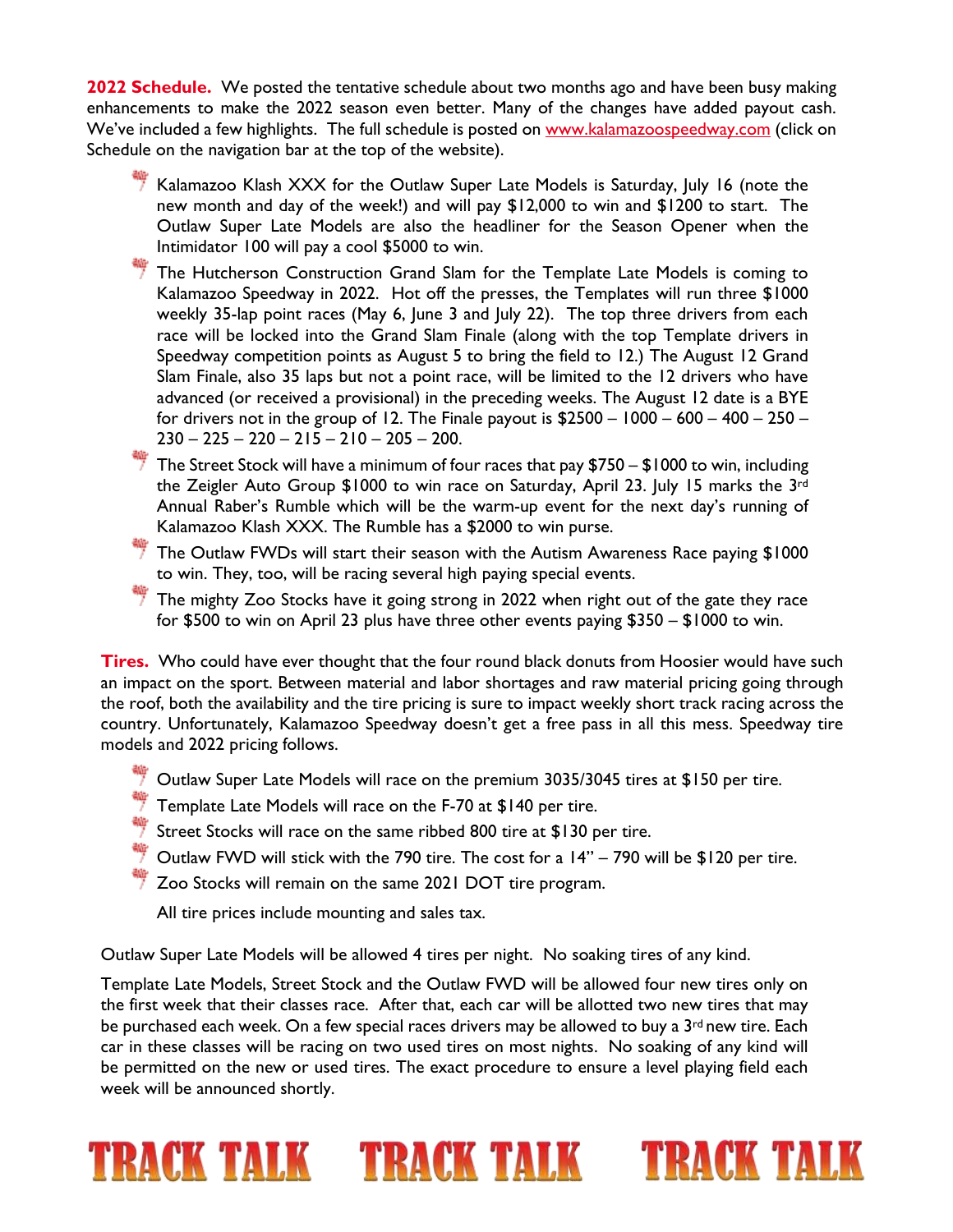**2022 Schedule.** We posted the tentative schedule about two months ago and have been busy making enhancements to make the 2022 season even better. Many of the changes have added payout cash. We've included a few highlights. The full schedule is posted on [www.kalamazoospeedway.com](www.kalamazoospeedway.com) (click on Schedule on the navigation bar at the top of the website).

- Kalamazoo Klash XXX for the Outlaw Super Late Models is Saturday, July 16 (note the new month and day of the week!) and will pay $12,000 to win and $1200 to start. The Outlaw Super Late Models are also the headliner for the Season Opener when the Intimidator 100 will pay a cool $5000 to win.
- The Hutcherson Construction Grand Slam for the Template Late Models is coming to Kalamazoo Speedway in 2022. Hot off the presses, the Templates will run three $1000 weekly 35-lap point races (May 6, June 3 and July 22). The top three drivers from each race will be locked into the Grand Slam Finale (along with the top Template drivers in Speedway competition points as August 5 to bring the field to 12.) The August 12 Grand Slam Finale, also 35 laps but not a point race, will be limited to the 12 drivers who have advanced (or received a provisional) in the preceding weeks. The August 12 date is a BYE for drivers not in the group of 12. The Finale payout is $2500 – 1000 – 600 – 400 – 250 – 230 – 225 – 220 – 215 – 210 – 205 – 200.
- The Street Stock will have a minimum of four races that pay $750 – $1000 to win, including the Zeigler Auto Group $1000 to win race on Saturday, April 23. July 15 marks the 3rd Annual Raber's Rumble which will be the warm-up event for the next day's running of Kalamazoo Klash XXX. The Rumble has a $2000 to win purse.
- The Outlaw FWDs will start their season with the Autism Awareness Race paying $1000 to win. They, too, will be racing several high paying special events.
- The mighty Zoo Stocks have it going strong in 2022 when right out of the gate they race for $500 to win on April 23 plus have three other events paying $350 – $1000 to win.

**Tires.** Who could have ever thought that the four round black donuts from Hoosier would have such an impact on the sport. Between material and labor shortages and raw material pricing going through the roof, both the availability and the tire pricing is sure to impact weekly short track racing across the country. Unfortunately, Kalamazoo Speedway doesn't get a free pass in all this mess. Speedway tire models and 2022 pricing follows.

- Outlaw Super Late Models will race on the premium 3035/3045 tires at $150 per tire.
- Template Late Models will race on the F-70 at $140 per tire.
- Street Stocks will race on the same ribbed 800 tire at $130 per tire.
- Outlaw FWD will stick with the 790 tire. The cost for a 14" – 790 will be $120 per tire.
- Zoo Stocks will remain on the same 2021 DOT tire program.

All tire prices include mounting and sales tax.

Outlaw Super Late Models will be allowed 4 tires per night. No soaking tires of any kind.

Template Late Models, Street Stock and the Outlaw FWD will be allowed four new tires only on the first week that their classes race. After that, each car will be allotted two new tires that may be purchased each week. On a few special races drivers may be allowed to buy a 3rd new tire. Each car in these classes will be racing on two used tires on most nights. No soaking of any kind will be permitted on the new or used tires. The exact procedure to ensure a level playing field each week will be announced shortly.

TRACK TALK TRACK TALK TRACK TALK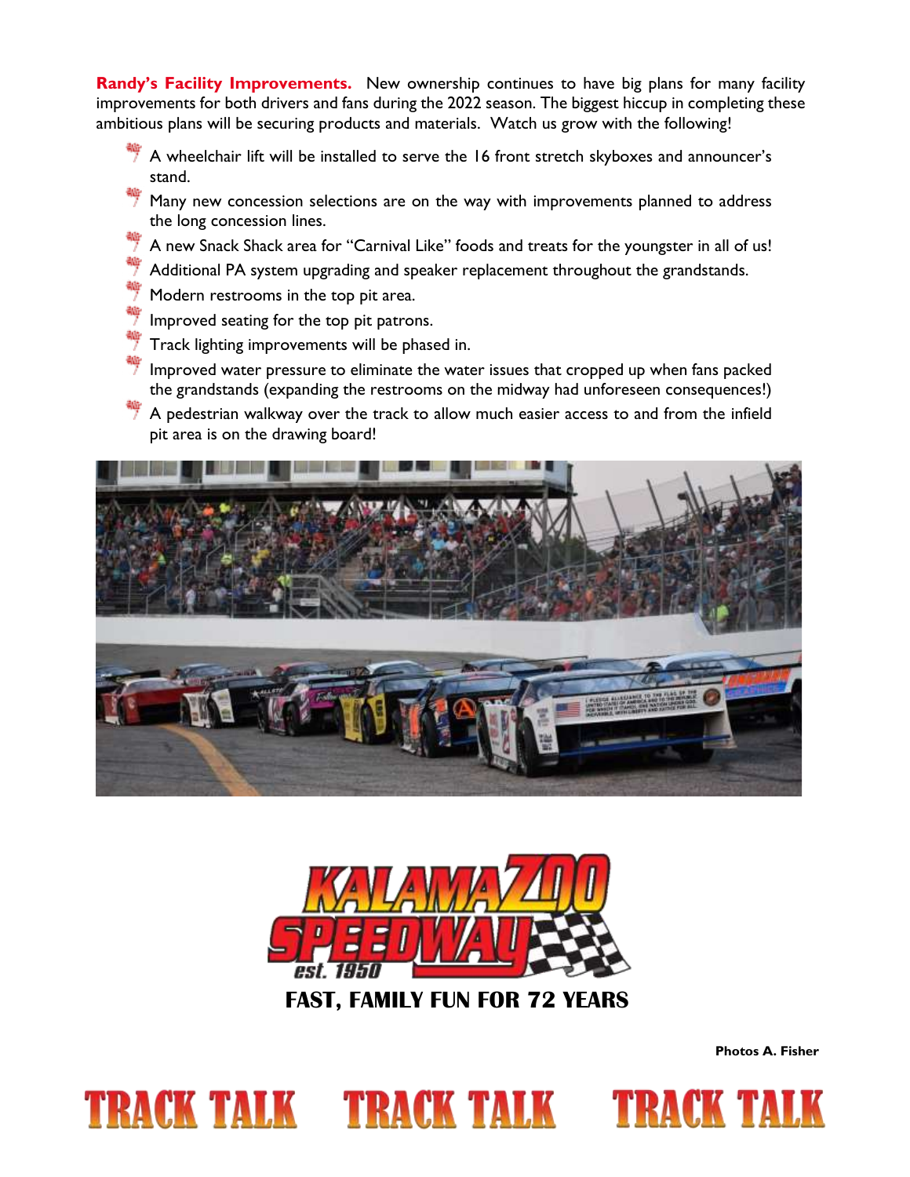**Randy's Facility Improvements.** New ownership continues to have big plans for many facility improvements for both drivers and fans during the 2022 season. The biggest hiccup in completing these ambitious plans will be securing products and materials. Watch us grow with the following!

- A wheelchair lift will be installed to serve the 16 front stretch skyboxes and announcer's stand.
- Many new concession selections are on the way with improvements planned to address the long concession lines.
- A new Snack Shack area for "Carnival Like" foods and treats for the youngster in all of us!
- Additional PA system upgrading and speaker replacement throughout the grandstands.
- Modern restrooms in the top pit area.
- Improved seating for the top pit patrons.
- Track lighting improvements will be phased in.
- Improved water pressure to eliminate the water issues that cropped up when fans packed the grandstands (expanding the restrooms on the midway had unforeseen consequences!)
- A pedestrian walkway over the track to allow much easier access to and from the infield pit area is on the drawing board!

KALAMAZOO SPEEDWAY est. 1950

**FAST, FAMILY FUN FOR 72 YEARS**

**Photos A. Fisher**

TRACK TALK TRACK TALK TRACK TALK